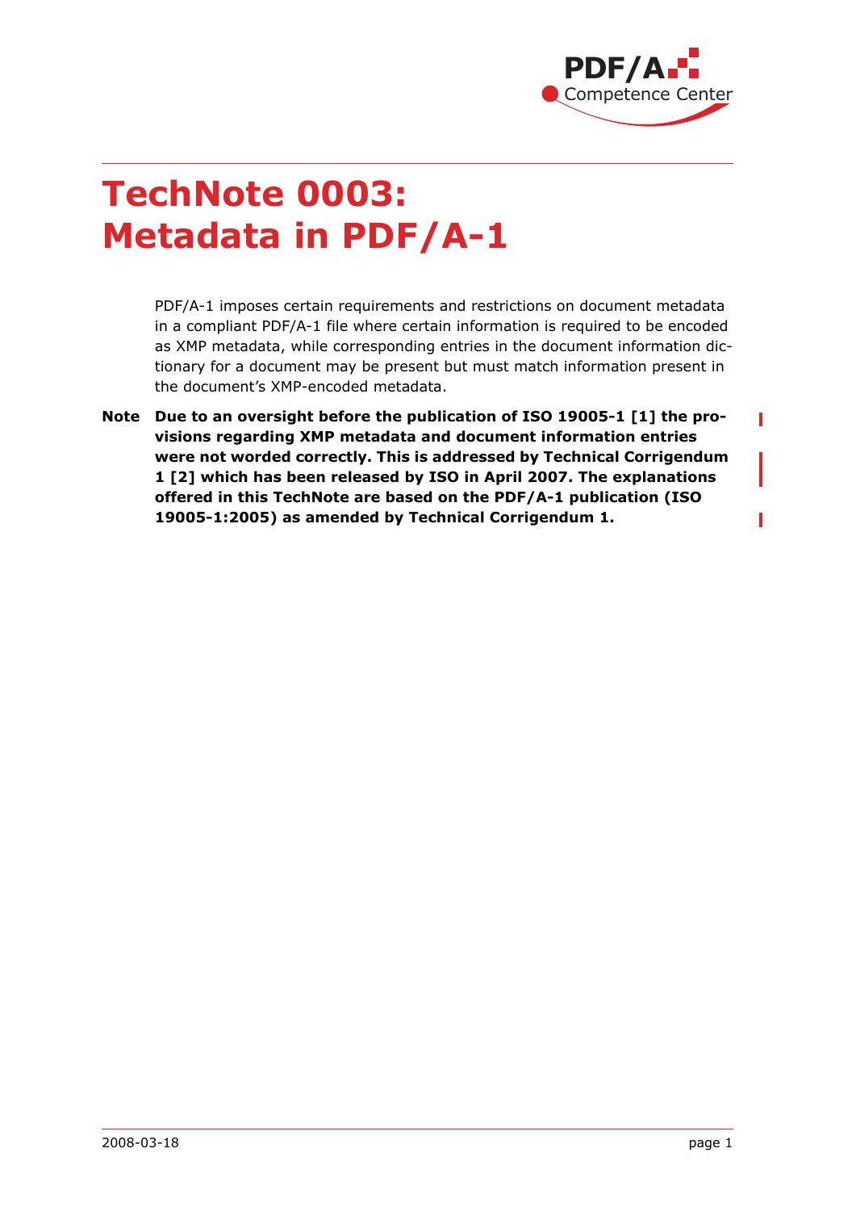# TechNote 0003: Metadata in PDF/A-1

PDF/A-1 imposes certain requirements and restrictions on document metadata in a compliant PDF/A-1 file where certain information is required to be encoded as XMP metadata, while corresponding entries in the document information dictionary for a document may be present but must match information present in the document's XMP-encoded metadata.

**Note** **Due to an oversight before the publication of ISO 19005-1 [1] the provisions regarding XMP metadata and document information entries were not worded correctly. This is addressed by Technical Corrigendum 1 [2] which has been released by ISO in April 2007. The explanations offered in this TechNote are based on the PDF/A-1 publication (ISO 19005-1:2005) as amended by Technical Corrigendum 1.**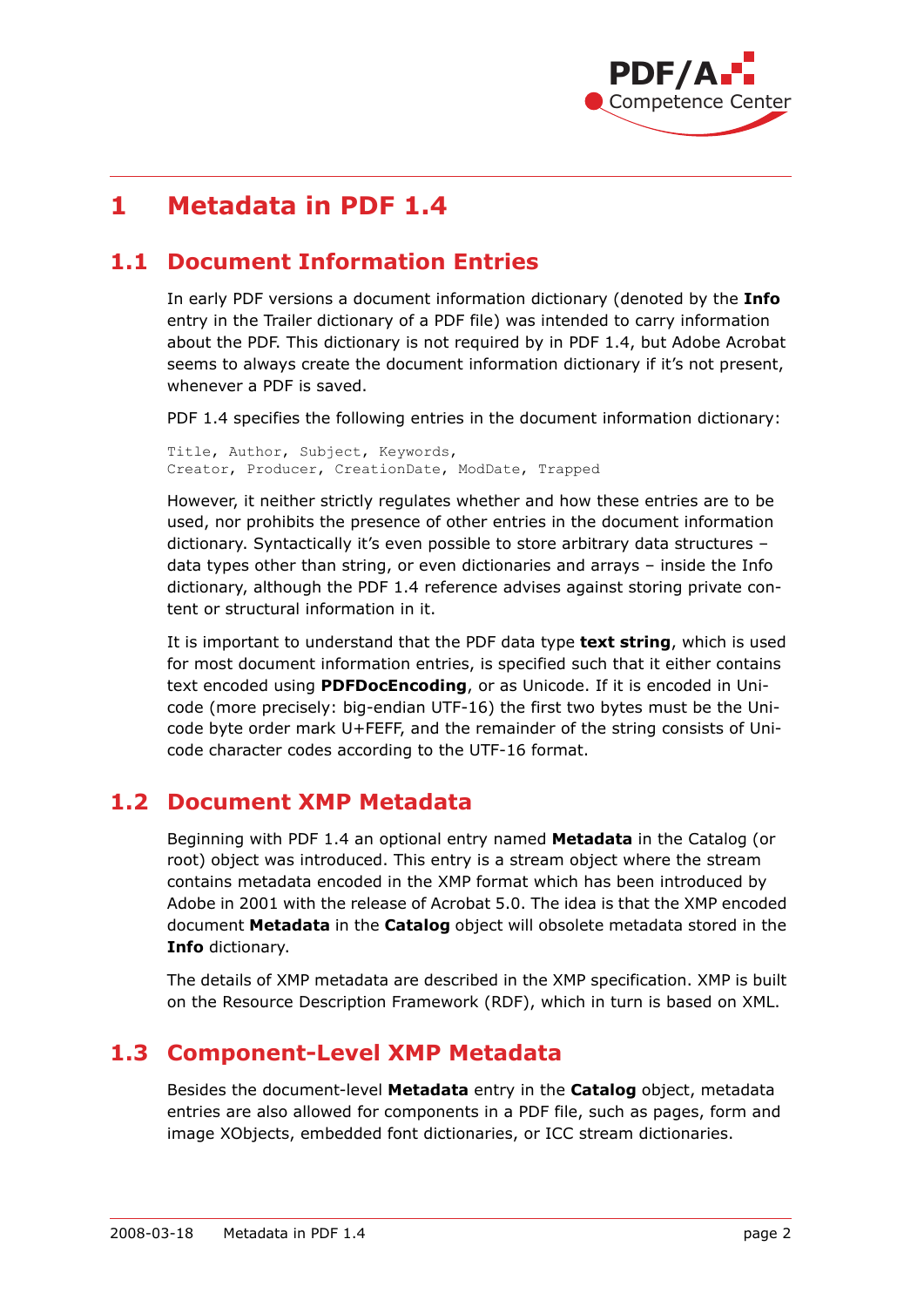# 1 Metadata in PDF 1.4

## 1.1 Document Information Entries

In early PDF versions a document information dictionary (denoted by the **Info** entry in the Trailer dictionary of a PDF file) was intended to carry information about the PDF. This dictionary is not required by in PDF 1.4, but Adobe Acrobat seems to always create the document information dictionary if it's not present, whenever a PDF is saved.

PDF 1.4 specifies the following entries in the document information dictionary:

```
Title, Author, Subject, Keywords,
Creator, Producer, CreationDate, ModDate, Trapped
```

However, it neither strictly regulates whether and how these entries are to be used, nor prohibits the presence of other entries in the document information dictionary. Syntactically it's even possible to store arbitrary data structures – data types other than string, or even dictionaries and arrays – inside the Info dictionary, although the PDF 1.4 reference advises against storing private content or structural information in it.

It is important to understand that the PDF data type **text string**, which is used for most document information entries, is specified such that it either contains text encoded using **PDFDocEncoding**, or as Unicode. If it is encoded in Unicode (more precisely: big-endian UTF-16) the first two bytes must be the Unicode byte order mark U+FEFF, and the remainder of the string consists of Unicode character codes according to the UTF-16 format.

## 1.2 Document XMP Metadata

Beginning with PDF 1.4 an optional entry named **Metadata** in the Catalog (or root) object was introduced. This entry is a stream object where the stream contains metadata encoded in the XMP format which has been introduced by Adobe in 2001 with the release of Acrobat 5.0. The idea is that the XMP encoded document **Metadata** in the **Catalog** object will obsolete metadata stored in the **Info** dictionary.

The details of XMP metadata are described in the XMP specification. XMP is built on the Resource Description Framework (RDF), which in turn is based on XML.

## 1.3 Component-Level XMP Metadata

Besides the document-level **Metadata** entry in the **Catalog** object, metadata entries are also allowed for components in a PDF file, such as pages, form and image XObjects, embedded font dictionaries, or ICC stream dictionaries.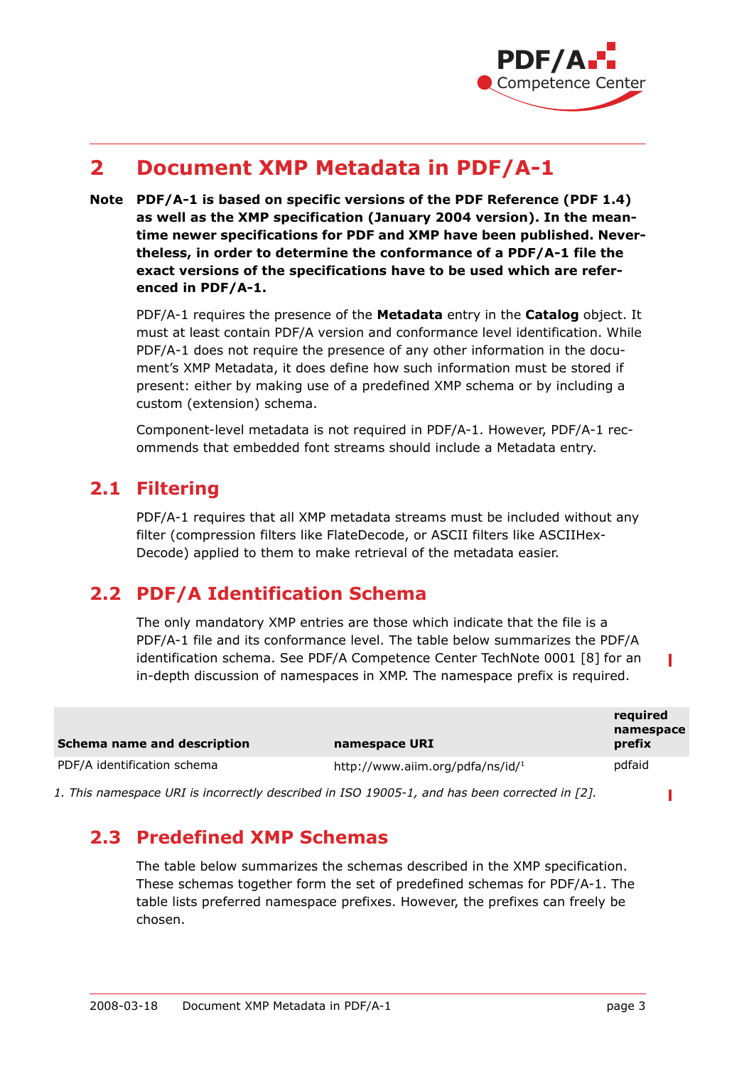# 2 Document XMP Metadata in PDF/A-1

**Note PDF/A-1 is based on specific versions of the PDF Reference (PDF 1.4) as well as the XMP specification (January 2004 version). In the meantime newer specifications for PDF and XMP have been published. Nevertheless, in order to determine the conformance of a PDF/A-1 file the exact versions of the specifications have to be used which are referenced in PDF/A-1.**

PDF/A-1 requires the presence of the **Metadata** entry in the **Catalog** object. It must at least contain PDF/A version and conformance level identification. While PDF/A-1 does not require the presence of any other information in the document's XMP Metadata, it does define how such information must be stored if present: either by making use of a predefined XMP schema or by including a custom (extension) schema.

Component-level metadata is not required in PDF/A-1. However, PDF/A-1 recommends that embedded font streams should include a Metadata entry.

## 2.1 Filtering

PDF/A-1 requires that all XMP metadata streams must be included without any filter (compression filters like FlateDecode, or ASCII filters like ASCIIHexDecode) applied to them to make retrieval of the metadata easier.

## 2.2 PDF/A Identification Schema

The only mandatory XMP entries are those which indicate that the file is a PDF/A-1 file and its conformance level. The table below summarizes the PDF/A identification schema. See PDF/A Competence Center TechNote 0001 [8] for an in-depth discussion of namespaces in XMP. The namespace prefix is required.

| Schema name and description | namespace URI | required namespace prefix |
|---|---|---|
| PDF/A identification schema | http://www.aiim.org/pdfa/ns/id/[1] | pdfaid |

*1. This namespace URI is incorrectly described in ISO 19005-1, and has been corrected in [2].*

## 2.3 Predefined XMP Schemas

The table below summarizes the schemas described in the XMP specification. These schemas together form the set of predefined schemas for PDF/A-1. The table lists preferred namespace prefixes. However, the prefixes can freely be chosen.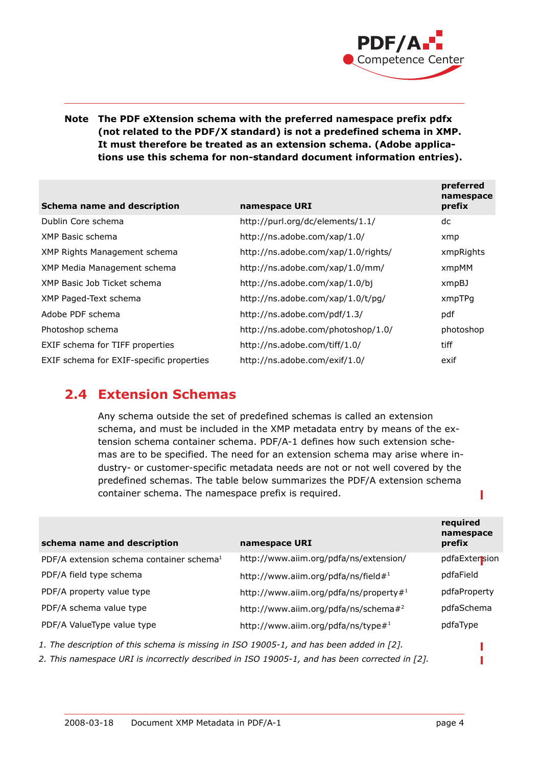**Note** **The PDF eXtension schema with the preferred namespace prefix pdfx (not related to the PDF/X standard) is not a predefined schema in XMP. It must therefore be treated as an extension schema. (Adobe applications use this schema for non-standard document information entries).**

| Schema name and description | namespace URI | preferred namespace prefix |
|---|---|---|
| Dublin Core schema | http://purl.org/dc/elements/1.1/ | dc |
| XMP Basic schema | http://ns.adobe.com/xap/1.0/ | xmp |
| XMP Rights Management schema | http://ns.adobe.com/xap/1.0/rights/ | xmpRights |
| XMP Media Management schema | http://ns.adobe.com/xap/1.0/mm/ | xmpMM |
| XMP Basic Job Ticket schema | http://ns.adobe.com/xap/1.0/bj | xmpBJ |
| XMP Paged-Text schema | http://ns.adobe.com/xap/1.0/t/pg/ | xmpTPg |
| Adobe PDF schema | http://ns.adobe.com/pdf/1.3/ | pdf |
| Photoshop schema | http://ns.adobe.com/photoshop/1.0/ | photoshop |
| EXIF schema for TIFF properties | http://ns.adobe.com/tiff/1.0/ | tiff |
| EXIF schema for EXIF-specific properties | http://ns.adobe.com/exif/1.0/ | exif |

## 2.4 Extension Schemas

Any schema outside the set of predefined schemas is called an extension schema, and must be included in the XMP metadata entry by means of the extension schema container schema. PDF/A-1 defines how such extension schemas are to be specified. The need for an extension schema may arise where industry- or customer-specific metadata needs are not or not well covered by the predefined schemas. The table below summarizes the PDF/A extension schema container schema. The namespace prefix is required.

| schema name and description | namespace URI | required namespace prefix |
|---|---|---|
| PDF/A extension schema container schema[1] | http://www.aiim.org/pdfa/ns/extension/ | pdfaExtension |
| PDF/A field type schema | http://www.aiim.org/pdfa/ns/field#[1] | pdfaField |
| PDF/A property value type | http://www.aiim.org/pdfa/ns/property#[1] | pdfaProperty |
| PDF/A schema value type | http://www.aiim.org/pdfa/ns/schema#[2] | pdfaSchema |
| PDF/A ValueType value type | http://www.aiim.org/pdfa/ns/type#[1] | pdfaType |

*1. The description of this schema is missing in ISO 19005-1, and has been added in [2].*

*2. This namespace URI is incorrectly described in ISO 19005-1, and has been corrected in [2].*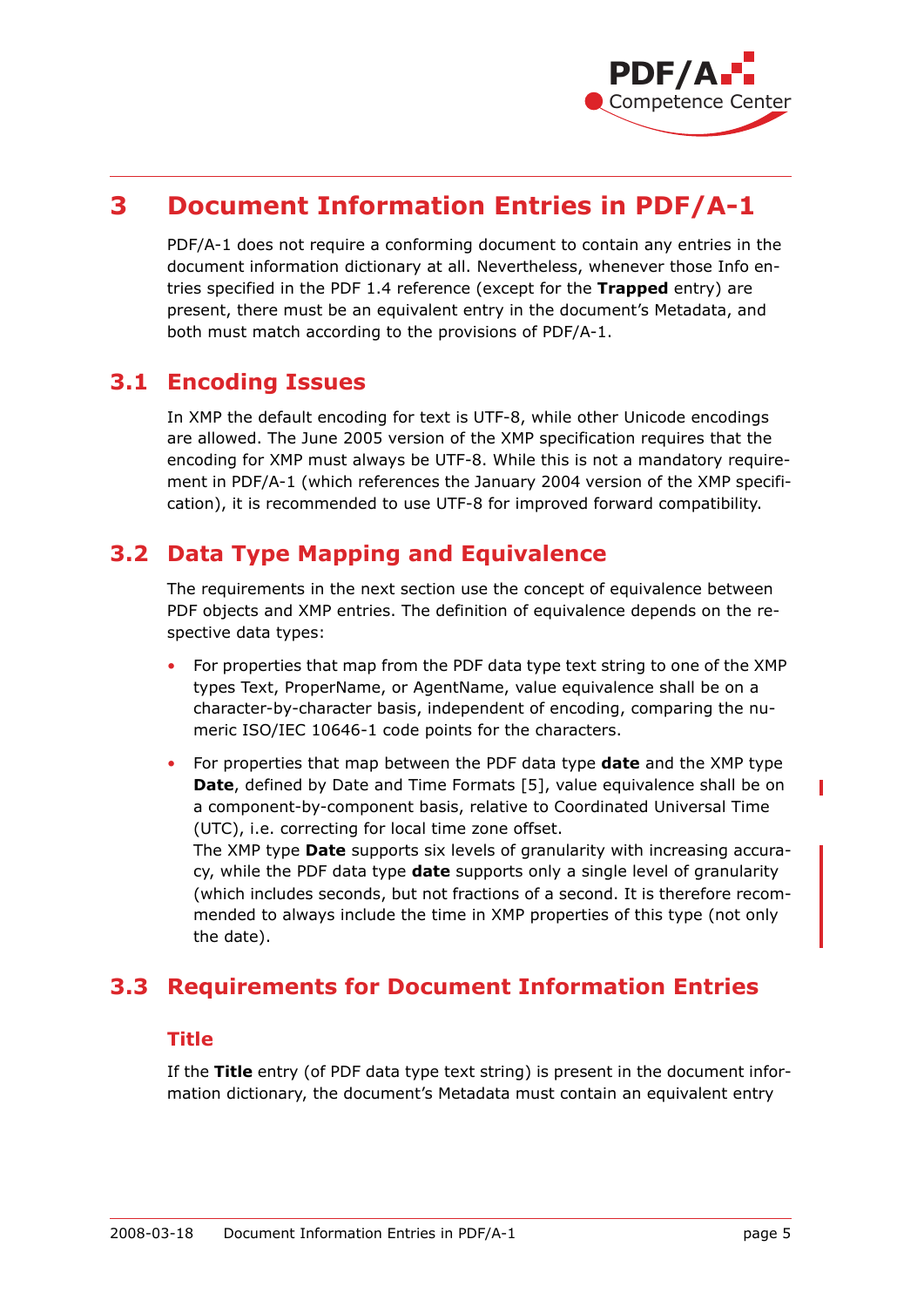# 3 Document Information Entries in PDF/A-1

PDF/A-1 does not require a conforming document to contain any entries in the document information dictionary at all. Nevertheless, whenever those Info entries specified in the PDF 1.4 reference (except for the **Trapped** entry) are present, there must be an equivalent entry in the document's Metadata, and both must match according to the provisions of PDF/A-1.

## 3.1 Encoding Issues

In XMP the default encoding for text is UTF-8, while other Unicode encodings are allowed. The June 2005 version of the XMP specification requires that the encoding for XMP must always be UTF-8. While this is not a mandatory requirement in PDF/A-1 (which references the January 2004 version of the XMP specification), it is recommended to use UTF-8 for improved forward compatibility.

## 3.2 Data Type Mapping and Equivalence

The requirements in the next section use the concept of equivalence between PDF objects and XMP entries. The definition of equivalence depends on the respective data types:

- For properties that map from the PDF data type text string to one of the XMP types Text, ProperName, or AgentName, value equivalence shall be on a character-by-character basis, independent of encoding, comparing the numeric ISO/IEC 10646-1 code points for the characters.
- For properties that map between the PDF data type **date** and the XMP type **Date**, defined by Date and Time Formats [5], value equivalence shall be on a component-by-component basis, relative to Coordinated Universal Time (UTC), i.e. correcting for local time zone offset.
  The XMP type **Date** supports six levels of granularity with increasing accuracy, while the PDF data type **date** supports only a single level of granularity (which includes seconds, but not fractions of a second. It is therefore recommended to always include the time in XMP properties of this type (not only the date).

## 3.3 Requirements for Document Information Entries

### Title

If the **Title** entry (of PDF data type text string) is present in the document information dictionary, the document's Metadata must contain an equivalent entry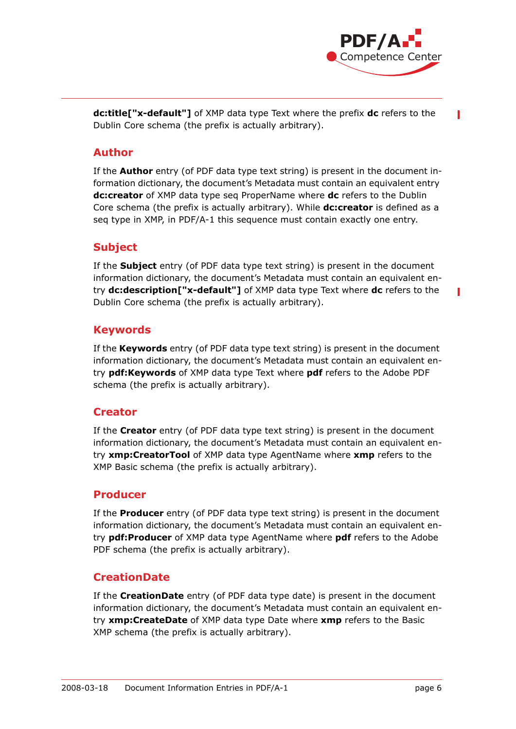**dc:title["x-default"]** of XMP data type Text where the prefix **dc** refers to the Dublin Core schema (the prefix is actually arbitrary).

## Author

If the **Author** entry (of PDF data type text string) is present in the document information dictionary, the document's Metadata must contain an equivalent entry **dc:creator** of XMP data type seq ProperName where **dc** refers to the Dublin Core schema (the prefix is actually arbitrary). While **dc:creator** is defined as a seq type in XMP, in PDF/A-1 this sequence must contain exactly one entry.

## Subject

If the **Subject** entry (of PDF data type text string) is present in the document information dictionary, the document's Metadata must contain an equivalent entry **dc:description["x-default"]** of XMP data type Text where **dc** refers to the Dublin Core schema (the prefix is actually arbitrary).

## Keywords

If the **Keywords** entry (of PDF data type text string) is present in the document information dictionary, the document's Metadata must contain an equivalent entry **pdf:Keywords** of XMP data type Text where **pdf** refers to the Adobe PDF schema (the prefix is actually arbitrary).

## Creator

If the **Creator** entry (of PDF data type text string) is present in the document information dictionary, the document's Metadata must contain an equivalent entry **xmp:CreatorTool** of XMP data type AgentName where **xmp** refers to the XMP Basic schema (the prefix is actually arbitrary).

## Producer

If the **Producer** entry (of PDF data type text string) is present in the document information dictionary, the document's Metadata must contain an equivalent entry **pdf:Producer** of XMP data type AgentName where **pdf** refers to the Adobe PDF schema (the prefix is actually arbitrary).

## CreationDate

If the **CreationDate** entry (of PDF data type date) is present in the document information dictionary, the document's Metadata must contain an equivalent entry **xmp:CreateDate** of XMP data type Date where **xmp** refers to the Basic XMP schema (the prefix is actually arbitrary).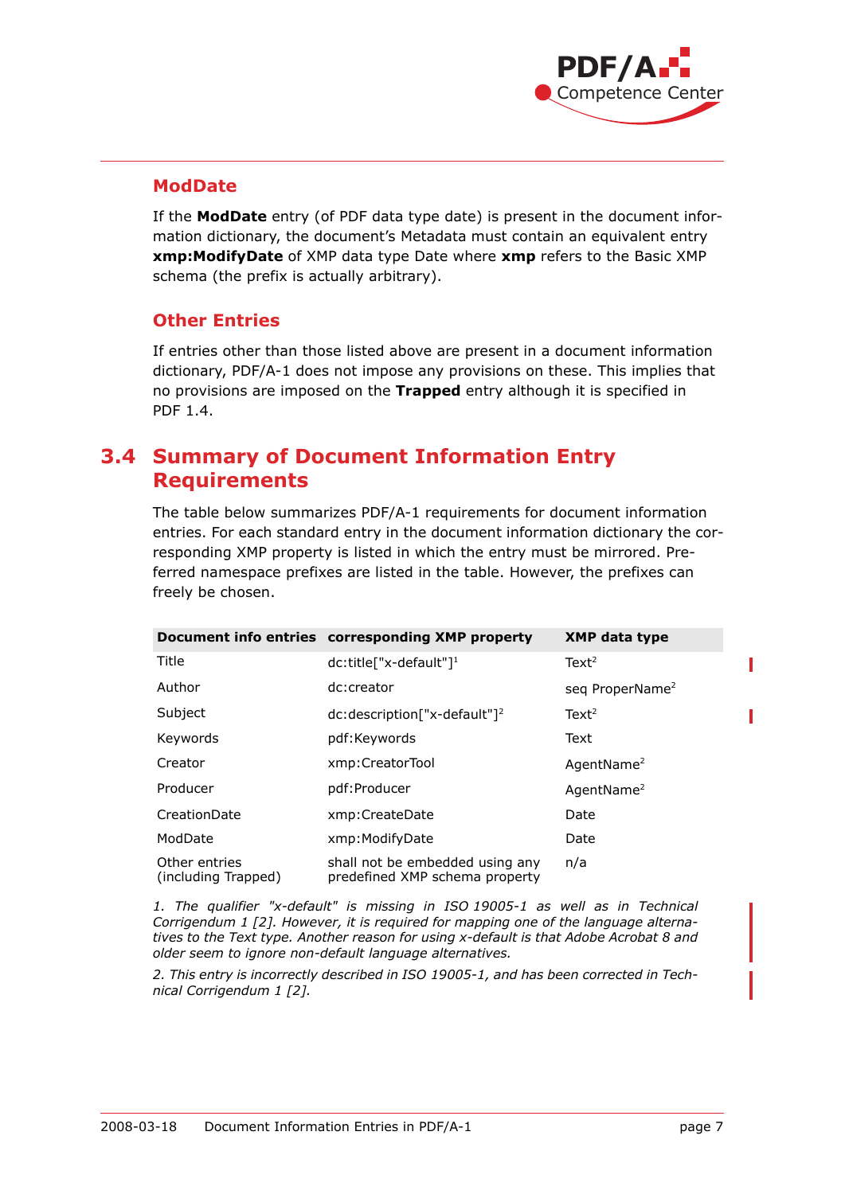### ModDate

If the **ModDate** entry (of PDF data type date) is present in the document information dictionary, the document's Metadata must contain an equivalent entry **xmp:ModifyDate** of XMP data type Date where **xmp** refers to the Basic XMP schema (the prefix is actually arbitrary).

### Other Entries

If entries other than those listed above are present in a document information dictionary, PDF/A-1 does not impose any provisions on these. This implies that no provisions are imposed on the **Trapped** entry although it is specified in PDF 1.4.

## 3.4 Summary of Document Information Entry Requirements

The table below summarizes PDF/A-1 requirements for document information entries. For each standard entry in the document information dictionary the corresponding XMP property is listed in which the entry must be mirrored. Preferred namespace prefixes are listed in the table. However, the prefixes can freely be chosen.

| Document info entries | corresponding XMP property | XMP data type |
|---|---|---|
| Title | dc:title["x-default"][1] | Text[2] |
| Author | dc:creator | seq ProperName[2] |
| Subject | dc:description["x-default"][2] | Text[2] |
| Keywords | pdf:Keywords | Text |
| Creator | xmp:CreatorTool | AgentName[2] |
| Producer | pdf:Producer | AgentName[2] |
| CreationDate | xmp:CreateDate | Date |
| ModDate | xmp:ModifyDate | Date |
| Other entries (including Trapped) | shall not be embedded using any predefined XMP schema property | n/a |

*1. The qualifier "x-default" is missing in ISO 19005-1 as well as in Technical Corrigendum 1 [2]. However, it is required for mapping one of the language alternatives to the Text type. Another reason for using x-default is that Adobe Acrobat 8 and older seem to ignore non-default language alternatives.*

*2. This entry is incorrectly described in ISO 19005-1, and has been corrected in Technical Corrigendum 1 [2].*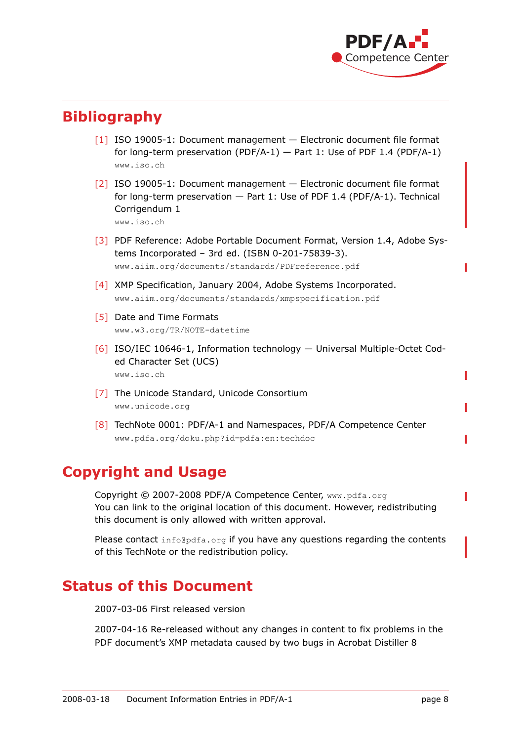## Bibliography

[1] ISO 19005-1: Document management — Electronic document file format for long-term preservation (PDF/A-1) — Part 1: Use of PDF 1.4 (PDF/A-1)
www.iso.ch

[2] ISO 19005-1: Document management — Electronic document file format for long-term preservation — Part 1: Use of PDF 1.4 (PDF/A-1). Technical Corrigendum 1
www.iso.ch

[3] PDF Reference: Adobe Portable Document Format, Version 1.4, Adobe Systems Incorporated – 3rd ed. (ISBN 0-201-75839-3).
www.aiim.org/documents/standards/PDFreference.pdf

[4] XMP Specification, January 2004, Adobe Systems Incorporated.
www.aiim.org/documents/standards/xmpspecification.pdf

[5] Date and Time Formats
www.w3.org/TR/NOTE-datetime

[6] ISO/IEC 10646-1, Information technology — Universal Multiple-Octet Coded Character Set (UCS)
www.iso.ch

[7] The Unicode Standard, Unicode Consortium
www.unicode.org

[8] TechNote 0001: PDF/A-1 and Namespaces, PDF/A Competence Center
www.pdfa.org/doku.php?id=pdfa:en:techdoc

## Copyright and Usage

Copyright © 2007-2008 PDF/A Competence Center, www.pdfa.org
You can link to the original location of this document. However, redistributing this document is only allowed with written approval.

Please contact info@pdfa.org if you have any questions regarding the contents of this TechNote or the redistribution policy.

## Status of this Document

2007-03-06 First released version

2007-04-16 Re-released without any changes in content to fix problems in the PDF document's XMP metadata caused by two bugs in Acrobat Distiller 8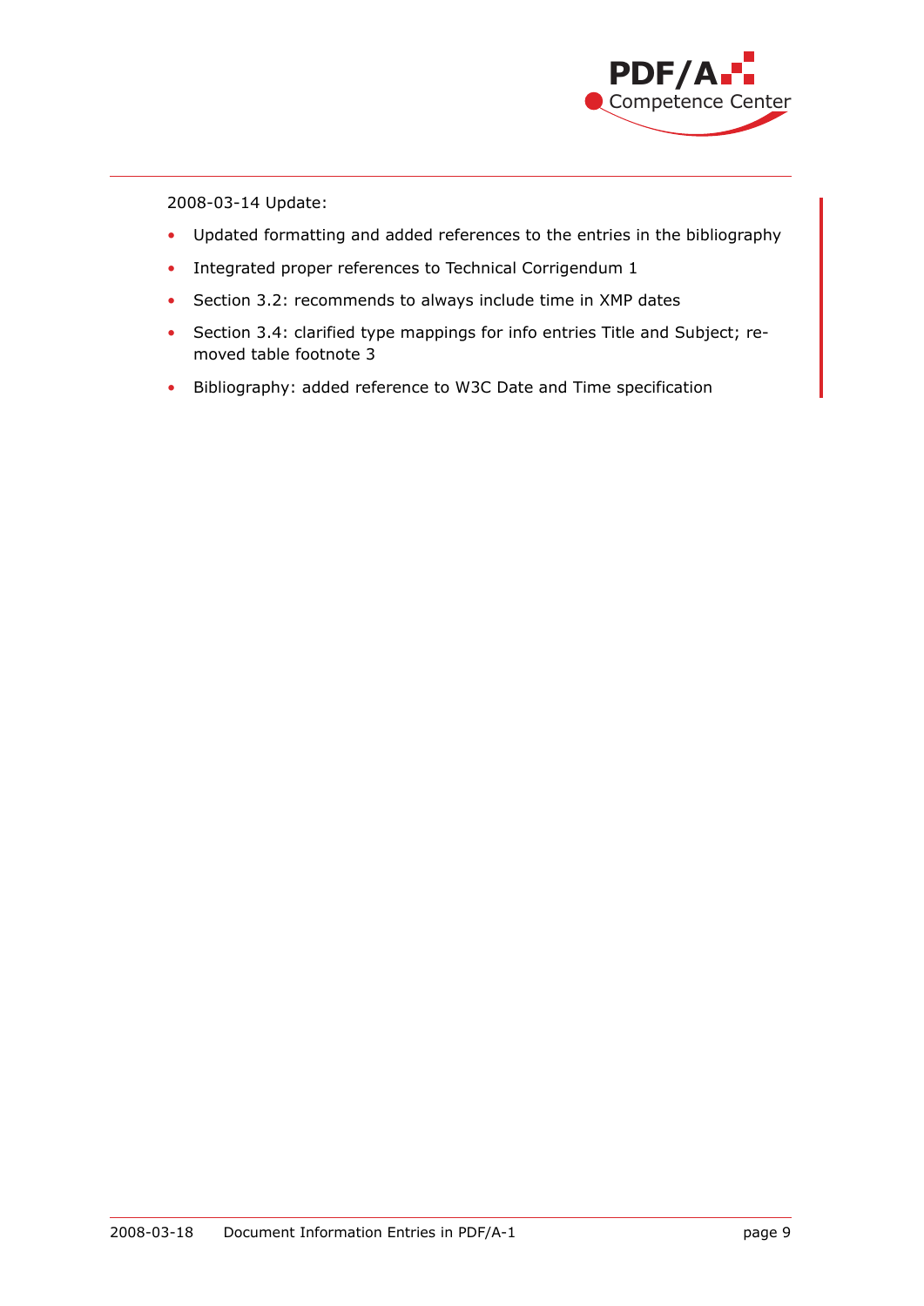2008-03-14 Update:

- Updated formatting and added references to the entries in the bibliography
- Integrated proper references to Technical Corrigendum 1
- Section 3.2: recommends to always include time in XMP dates
- Section 3.4: clarified type mappings for info entries Title and Subject; removed table footnote 3
- Bibliography: added reference to W3C Date and Time specification